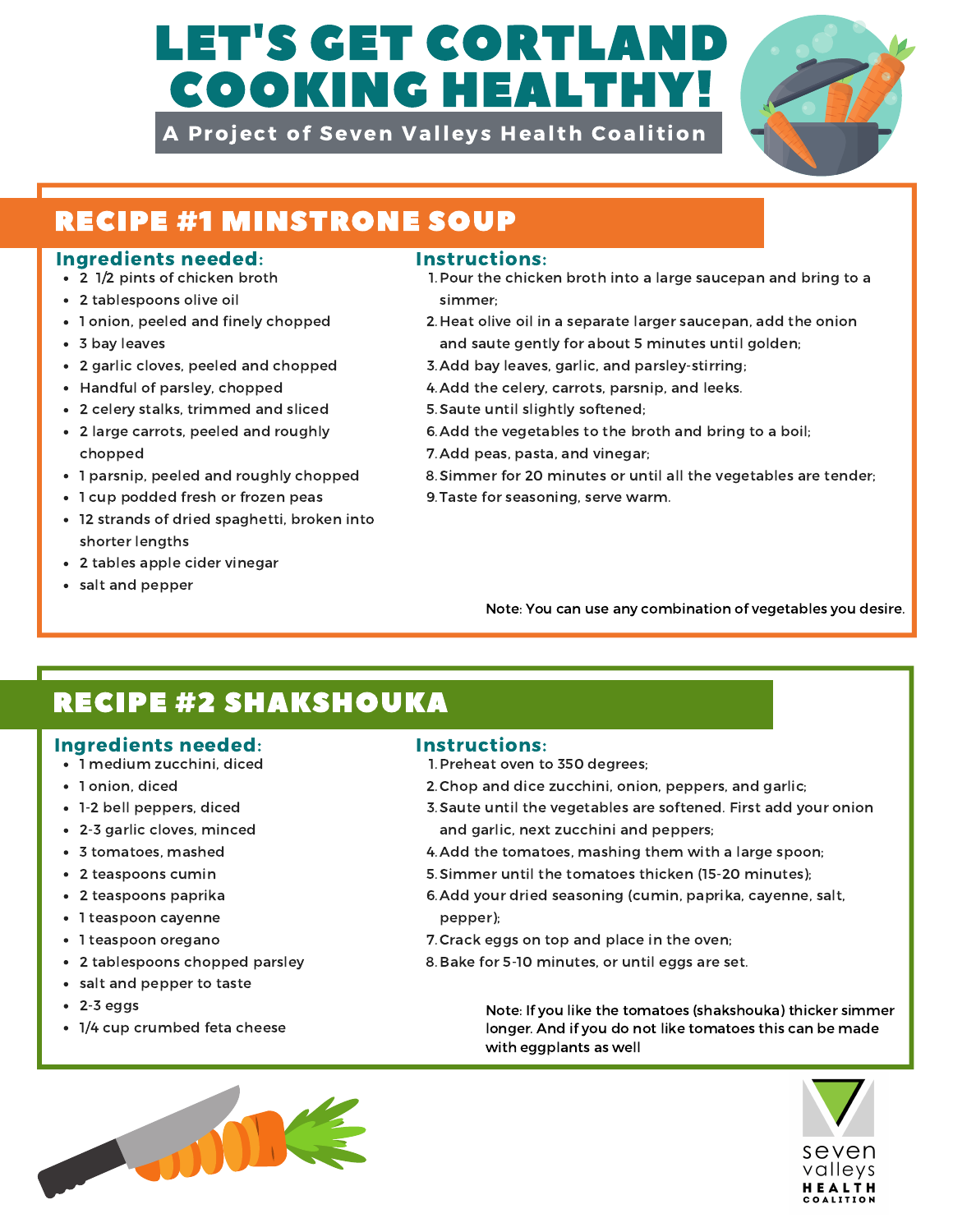# LET'S GET CORTLAND COOKING HEALTHY!

**A Project of Seven Valleys Health Coalition**

## RECIPE #1 MINSTRONE SOUP

### Ingredients needed:

- 2 1/2 pints of chicken broth
- 2 tablespoons olive oil
- 1 onion, peeled and finely chopped
- 3 bay leaves
- 2 garlic cloves, peeled and chopped
- Handful of parsley, chopped
- 2 celery stalks, trimmed and sliced
- 2 large carrots, peeled and roughly chopped
- 1 parsnip, peeled and roughly chopped
- 1 cup podded fresh or frozen peas
- 12 strands of dried spaghetti, broken into shorter lengths
- 2 tables apple cider vinegar
- salt and pepper

### Instructions:

1. Pour the chicken broth into a large saucepan and bring to a simmer;
2. Heat olive oil in a separate larger saucepan, add the onion and saute gently for about 5 minutes until golden;
3. Add bay leaves, garlic, and parsley-stirring;
4. Add the celery, carrots, parsnip, and leeks.
5. Saute until slightly softened;
6. Add the vegetables to the broth and bring to a boil;
7. Add peas, pasta, and vinegar;
8. Simmer for 20 minutes or until all the vegetables are tender;
9. Taste for seasoning, serve warm.

Note: You can use any combination of vegetables you desire.

## RECIPE #2 SHAKSHOUKA

### Ingredients needed:

- 1 medium zucchini, diced
- 1 onion, diced
- 1-2 bell peppers, diced
- 2-3 garlic cloves, minced
- 3 tomatoes, mashed
- 2 teaspoons cumin
- 2 teaspoons paprika
- 1 teaspoon cayenne
- 1 teaspoon oregano
- 2 tablespoons chopped parsley
- salt and pepper to taste
- 2-3 eggs
- 1/4 cup crumbed feta cheese

### Instructions:

1. Preheat oven to 350 degrees;
2. Chop and dice zucchini, onion, peppers, and garlic;
3. Saute until the vegetables are softened. First add your onion and garlic, next zucchini and peppers;
4. Add the tomatoes, mashing them with a large spoon;
5. Simmer until the tomatoes thicken (15-20 minutes);
6. Add your dried seasoning (cumin, paprika, cayenne, salt, pepper);
7. Crack eggs on top and place in the oven;
8. Bake for 5-10 minutes, or until eggs are set.

Note: If you like the tomatoes (shakshouka) thicker simmer longer. And if you do not like tomatoes this can be made with eggplants as well

seven valleys HEALTH COALITION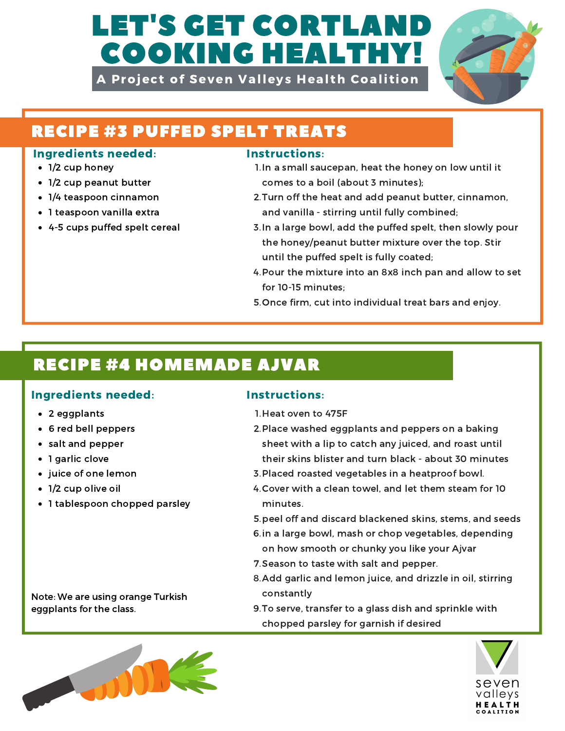# LET'S GET CORTLAND COOKING HEALTHY!

**A Project of Seven Valleys Health Coalition**

## RECIPE #3 PUFFED SPELT TREATS

### Ingredients needed:

- 1/2 cup honey
- 1/2 cup peanut butter
- 1/4 teaspoon cinnamon
- 1 teaspoon vanilla extra
- 4-5 cups puffed spelt cereal

### Instructions:

1. In a small saucepan, heat the honey on low until it comes to a boil (about 3 minutes);
2. Turn off the heat and add peanut butter, cinnamon, and vanilla - stirring until fully combined;
3. In a large bowl, add the puffed spelt, then slowly pour the honey/peanut butter mixture over the top. Stir until the puffed spelt is fully coated;
4. Pour the mixture into an 8x8 inch pan and allow to set for 10-15 minutes;
5. Once firm, cut into individual treat bars and enjoy.

## RECIPE #4 HOMEMADE AJVAR

### Ingredients needed:

- 2 eggplants
- 6 red bell peppers
- salt and pepper
- 1 garlic clove
- juice of one lemon
- 1/2 cup olive oil
- 1 tablespoon chopped parsley

Note: We are using orange Turkish eggplants for the class.

### Instructions:

1. Heat oven to 475F
2. Place washed eggplants and peppers on a baking sheet with a lip to catch any juiced, and roast until their skins blister and turn black - about 30 minutes
3. Placed roasted vegetables in a heatproof bowl.
4. Cover with a clean towel, and let them steam for 10 minutes.
5. peel off and discard blackened skins, stems, and seeds
6. in a large bowl, mash or chop vegetables, depending on how smooth or chunky you like your Ajvar
7. Season to taste with salt and pepper.
8. Add garlic and lemon juice, and drizzle in oil, stirring constantly
9. To serve, transfer to a glass dish and sprinkle with chopped parsley for garnish if desired

seven valleys HEALTH COALITION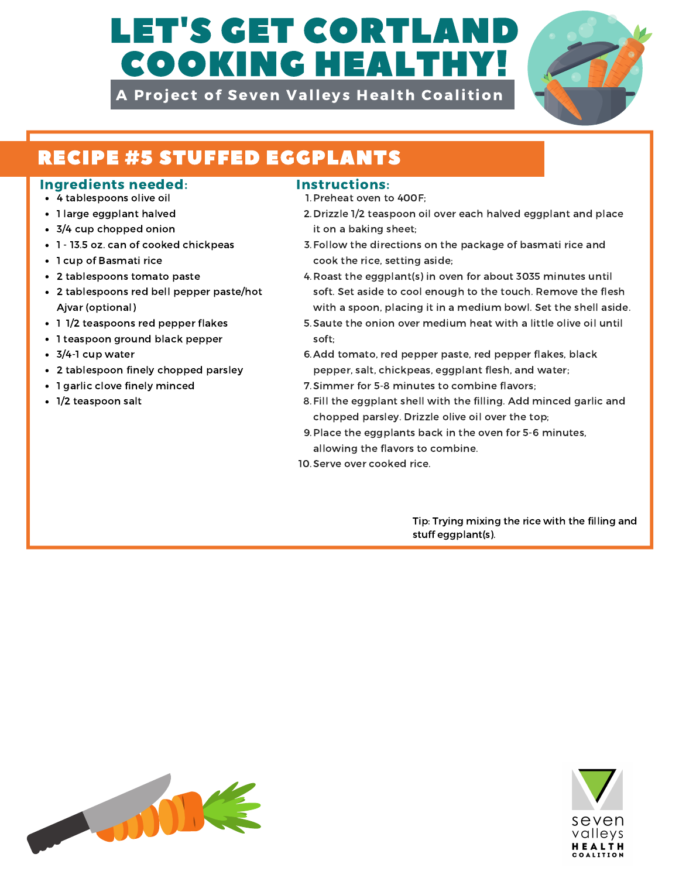# LET'S GET CORTLAND COOKING HEALTHY!

**A Project of Seven Valleys Health Coalition**

## RECIPE #5 STUFFED EGGPLANTS

### Ingredients needed:

- 4 tablespoons olive oil
- 1 large eggplant halved
- 3/4 cup chopped onion
- 1 - 13.5 oz. can of cooked chickpeas
- 1 cup of Basmati rice
- 2 tablespoons tomato paste
- 2 tablespoons red bell pepper paste/hot Ajvar (optional)
- 1 1/2 teaspoons red pepper flakes
- 1 teaspoon ground black pepper
- 3/4-1 cup water
- 2 tablespoon finely chopped parsley
- 1 garlic clove finely minced
- 1/2 teaspoon salt

### Instructions:

1. Preheat oven to 400F;
2. Drizzle 1/2 teaspoon oil over each halved eggplant and place it on a baking sheet;
3. Follow the directions on the package of basmati rice and cook the rice, setting aside;
4. Roast the eggplant(s) in oven for about 3035 minutes until soft. Set aside to cool enough to the touch. Remove the flesh with a spoon, placing it in a medium bowl. Set the shell aside.
5. Saute the onion over medium heat with a little olive oil until soft;
6. Add tomato, red pepper paste, red pepper flakes, black pepper, salt, chickpeas, eggplant flesh, and water;
7. Simmer for 5-8 minutes to combine flavors;
8. Fill the eggplant shell with the filling. Add minced garlic and chopped parsley. Drizzle olive oil over the top;
9. Place the eggplants back in the oven for 5-6 minutes, allowing the flavors to combine.
10. Serve over cooked rice.

Tip: Trying mixing the rice with the filling and stuff eggplant(s).

seven valleys HEALTH COALITION